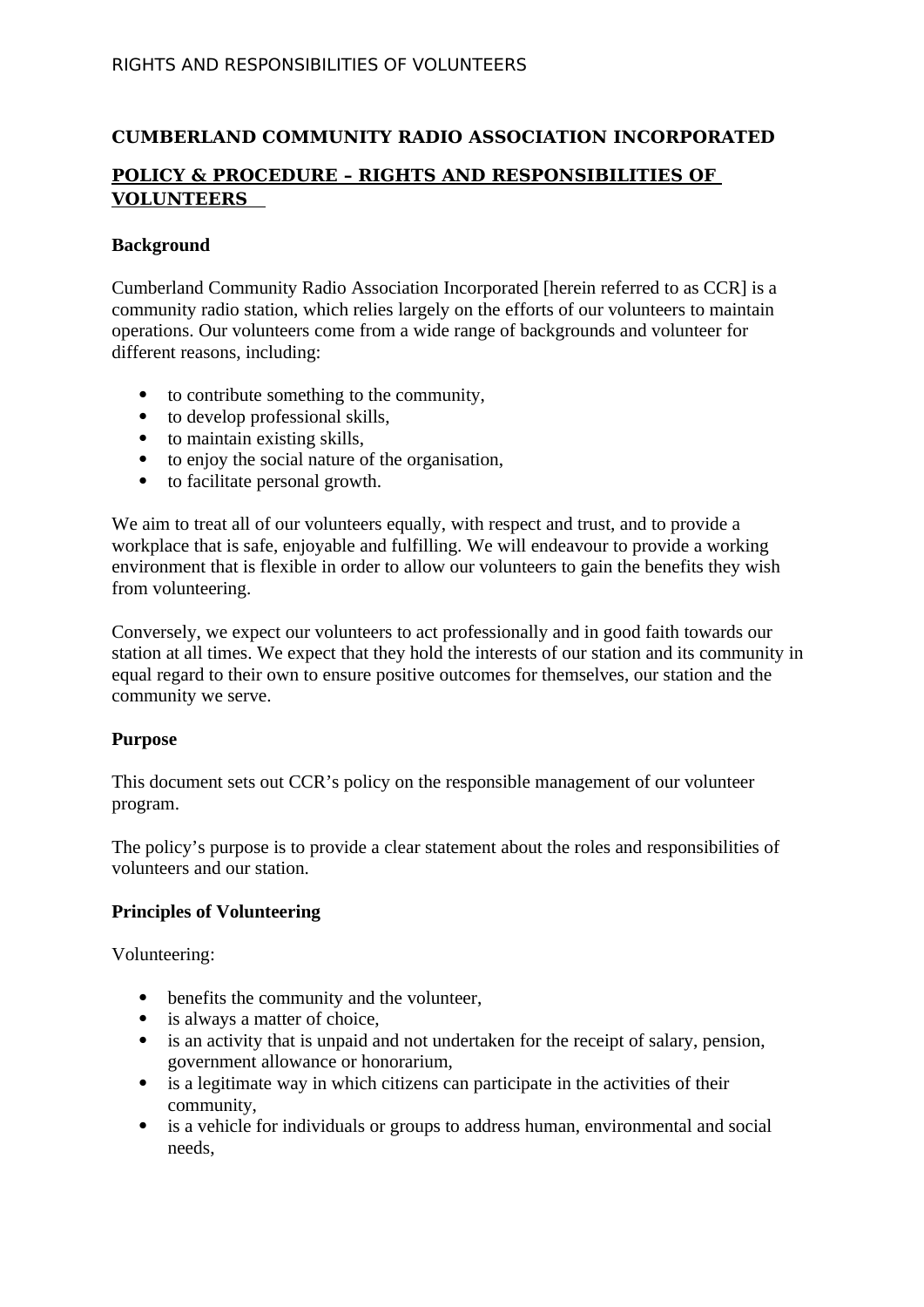# CUMBERLAND COMMUNITY RADIO ASSOCIATION INCORPORATED

## POLICY & PROCEDURE – RIGHTS AND RESPONSIBILITIES OF VOLUNTEERS

### Background

Cumberland Community Radio Association Incorporated [herein referred to as CCR] is a community radio station, which relies largely on the efforts of our volunteers to maintain operations. Our volunteers come from a wide range of backgrounds and volunteer for different reasons, including:

- to contribute something to the community,
- to develop professional skills,
- to maintain existing skills,
- to enjoy the social nature of the organisation,
- to facilitate personal growth.

We aim to treat all of our volunteers equally, with respect and trust, and to provide a workplace that is safe, enjoyable and fulfilling. We will endeavour to provide a working environment that is flexible in order to allow our volunteers to gain the benefits they wish from volunteering.

Conversely, we expect our volunteers to act professionally and in good faith towards our station at all times. We expect that they hold the interests of our station and its community in equal regard to their own to ensure positive outcomes for themselves, our station and the community we serve.

### Purpose

This document sets out CCR's policy on the responsible management of our volunteer program.

The policy's purpose is to provide a clear statement about the roles and responsibilities of volunteers and our station.

### Principles of Volunteering

Volunteering:

- benefits the community and the volunteer,
- is always a matter of choice,
- is an activity that is unpaid and not undertaken for the receipt of salary, pension, government allowance or honorarium,
- is a legitimate way in which citizens can participate in the activities of their community,
- is a vehicle for individuals or groups to address human, environmental and social needs,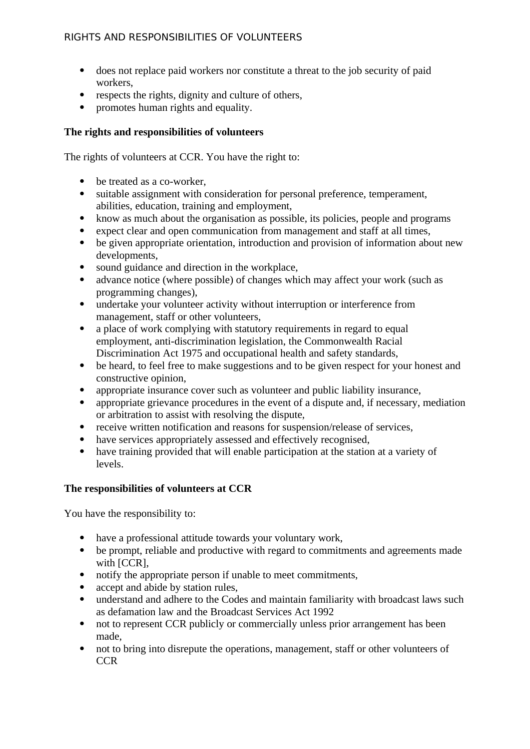- does not replace paid workers nor constitute a threat to the job security of paid workers,
- respects the rights, dignity and culture of others,
- promotes human rights and equality.

**The rights and responsibilities of volunteers**

The rights of volunteers at CCR. You have the right to:

- be treated as a co-worker,
- suitable assignment with consideration for personal preference, temperament, abilities, education, training and employment,
- know as much about the organisation as possible, its policies, people and programs
- expect clear and open communication from management and staff at all times,
- be given appropriate orientation, introduction and provision of information about new developments,
- sound guidance and direction in the workplace,
- advance notice (where possible) of changes which may affect your work (such as programming changes),
- undertake your volunteer activity without interruption or interference from management, staff or other volunteers,
- a place of work complying with statutory requirements in regard to equal employment, anti-discrimination legislation, the Commonwealth Racial Discrimination Act 1975 and occupational health and safety standards,
- be heard, to feel free to make suggestions and to be given respect for your honest and constructive opinion,
- appropriate insurance cover such as volunteer and public liability insurance,
- appropriate grievance procedures in the event of a dispute and, if necessary, mediation or arbitration to assist with resolving the dispute,
- receive written notification and reasons for suspension/release of services,
- have services appropriately assessed and effectively recognised,
- have training provided that will enable participation at the station at a variety of levels.

**The responsibilities of volunteers at CCR**

You have the responsibility to:

- have a professional attitude towards your voluntary work,
- be prompt, reliable and productive with regard to commitments and agreements made with [CCR],
- notify the appropriate person if unable to meet commitments,
- accept and abide by station rules,
- understand and adhere to the Codes and maintain familiarity with broadcast laws such as defamation law and the Broadcast Services Act 1992
- not to represent CCR publicly or commercially unless prior arrangement has been made,
- not to bring into disrepute the operations, management, staff or other volunteers of CCR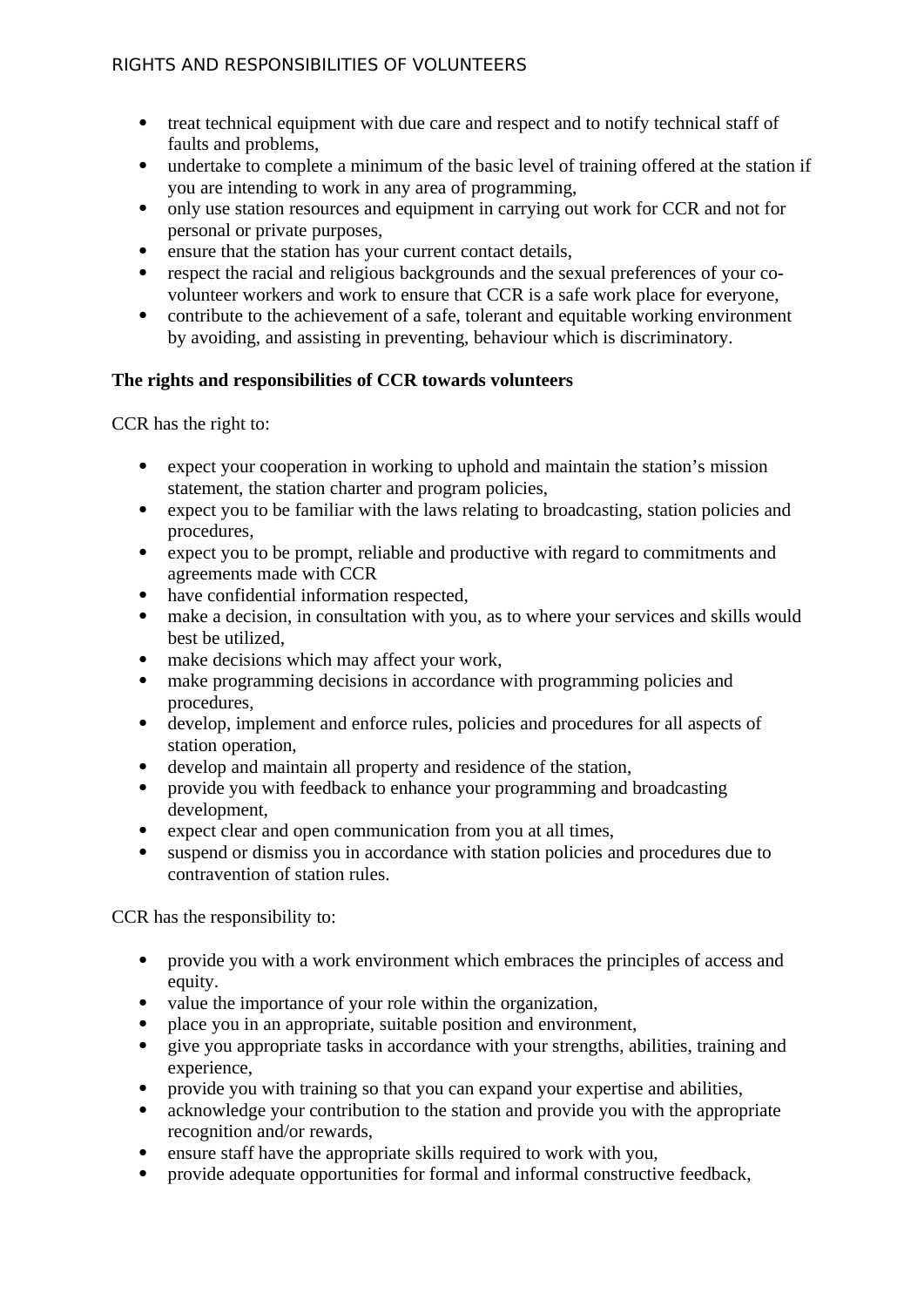- treat technical equipment with due care and respect and to notify technical staff of faults and problems,
- undertake to complete a minimum of the basic level of training offered at the station if you are intending to work in any area of programming,
- only use station resources and equipment in carrying out work for CCR and not for personal or private purposes,
- ensure that the station has your current contact details,
- respect the racial and religious backgrounds and the sexual preferences of your co-volunteer workers and work to ensure that CCR is a safe work place for everyone,
- contribute to the achievement of a safe, tolerant and equitable working environment by avoiding, and assisting in preventing, behaviour which is discriminatory.

**The rights and responsibilities of CCR towards volunteers**

CCR has the right to:

- expect your cooperation in working to uphold and maintain the station's mission statement, the station charter and program policies,
- expect you to be familiar with the laws relating to broadcasting, station policies and procedures,
- expect you to be prompt, reliable and productive with regard to commitments and agreements made with CCR
- have confidential information respected,
- make a decision, in consultation with you, as to where your services and skills would best be utilized,
- make decisions which may affect your work,
- make programming decisions in accordance with programming policies and procedures,
- develop, implement and enforce rules, policies and procedures for all aspects of station operation,
- develop and maintain all property and residence of the station,
- provide you with feedback to enhance your programming and broadcasting development,
- expect clear and open communication from you at all times,
- suspend or dismiss you in accordance with station policies and procedures due to contravention of station rules.

CCR has the responsibility to:

- provide you with a work environment which embraces the principles of access and equity.
- value the importance of your role within the organization,
- place you in an appropriate, suitable position and environment,
- give you appropriate tasks in accordance with your strengths, abilities, training and experience,
- provide you with training so that you can expand your expertise and abilities,
- acknowledge your contribution to the station and provide you with the appropriate recognition and/or rewards,
- ensure staff have the appropriate skills required to work with you,
- provide adequate opportunities for formal and informal constructive feedback,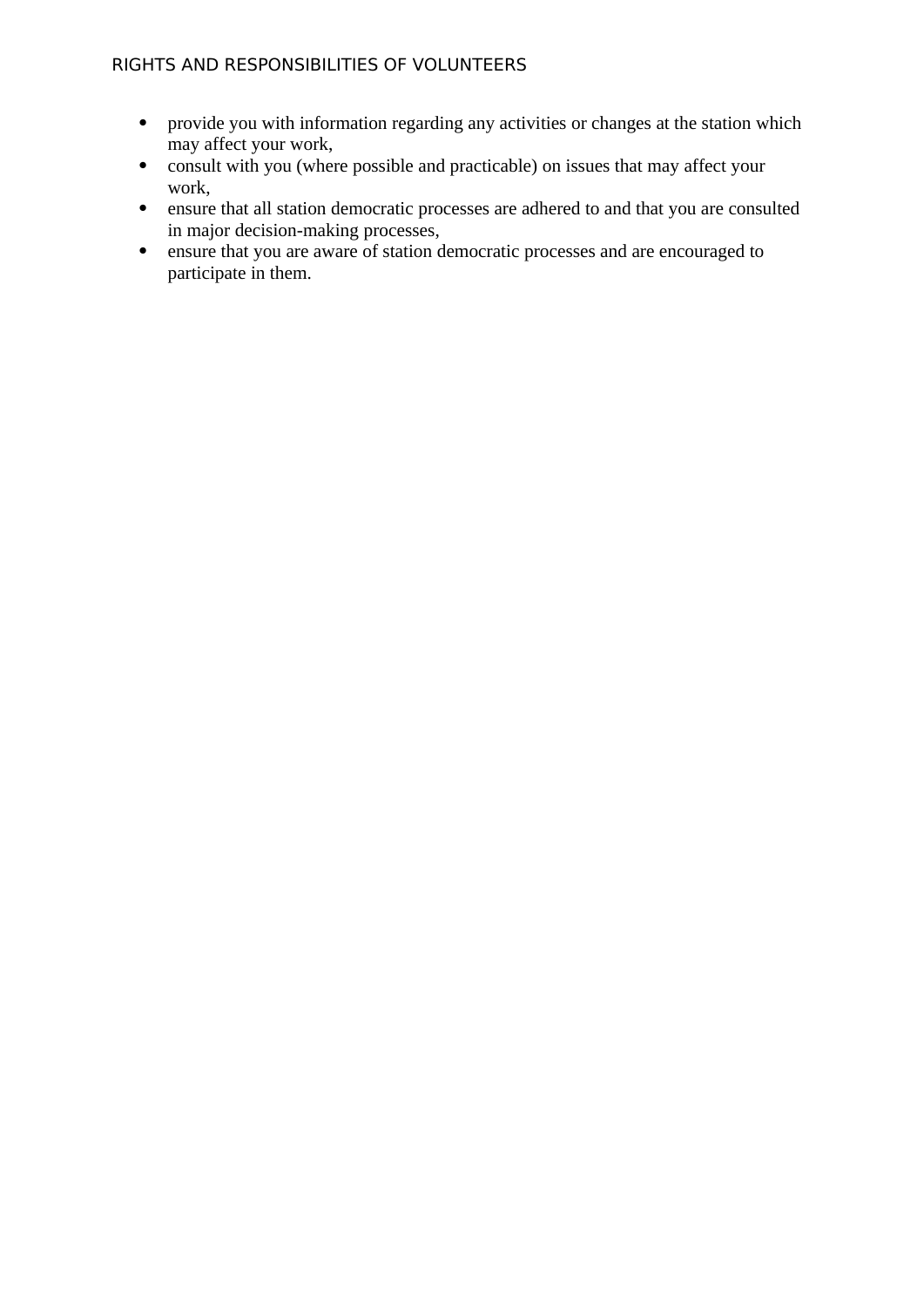- provide you with information regarding any activities or changes at the station which may affect your work,
- consult with you (where possible and practicable) on issues that may affect your work,
- ensure that all station democratic processes are adhered to and that you are consulted in major decision-making processes,
- ensure that you are aware of station democratic processes and are encouraged to participate in them.